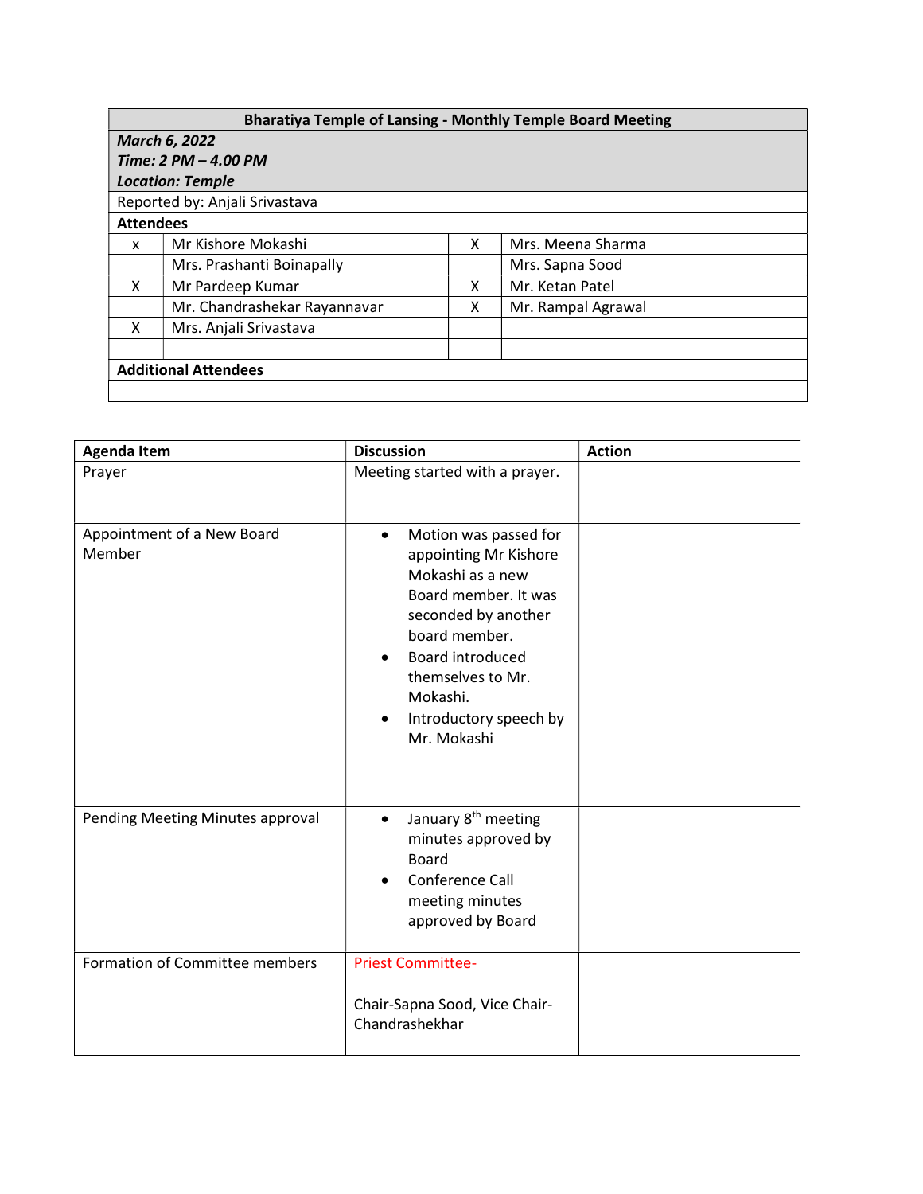| Bharatiya Temple of Lansing - Monthly Temple Board Meeting | | | |
|---|---|---|---|
| ***March 6, 2022*** <br> ***Time: 2 PM – 4.00 PM*** <br> ***Location: Temple*** | | | |
| Reported by: Anjali Srivastava | | | |
| **Attendees** | | | |
| x | Mr Kishore Mokashi | X | Mrs. Meena Sharma |
| | Mrs. Prashanti Boinapally | | Mrs. Sapna Sood |
| X | Mr Pardeep Kumar | X | Mr. Ketan Patel |
| | Mr. Chandrashekar Rayannavar | X | Mr. Rampal Agrawal |
| X | Mrs. Anjali Srivastava | | |
| | | | |
| **Additional Attendees** | | | |
| | | | |

| Agenda Item | Discussion | Action |
|---|---|---|
| Prayer | Meeting started with a prayer. | |
| Appointment of a New Board Member | • Motion was passed for appointing Mr Kishore Mokashi as a new Board member. It was seconded by another board member. <br> • Board introduced themselves to Mr. Mokashi. <br> • Introductory speech by Mr. Mokashi | |
| Pending Meeting Minutes approval | • January 8th meeting minutes approved by Board <br> • Conference Call meeting minutes approved by Board | |
| Formation of Committee members | Priest Committee- <br><br> Chair-Sapna Sood, Vice Chair-Chandrashekhar | |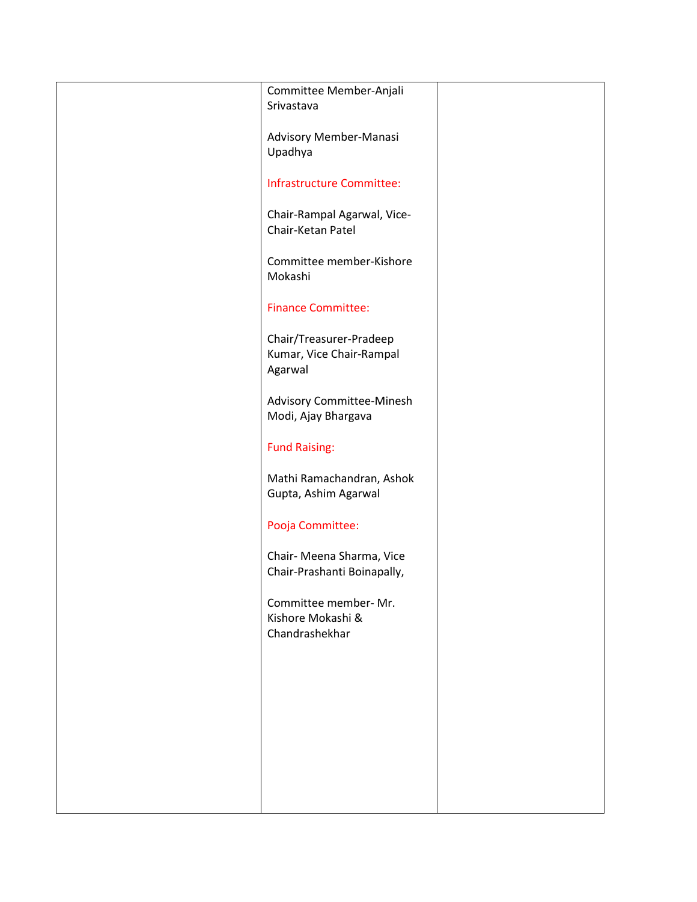| | | |
|---|---|---|
| | Committee Member-Anjali Srivastava<br><br>Advisory Member-Manasi Upadhya<br><br>Infrastructure Committee:<br><br>Chair-Rampal Agarwal, Vice-Chair-Ketan Patel<br><br>Committee member-Kishore Mokashi<br><br>Finance Committee:<br><br>Chair/Treasurer-Pradeep Kumar, Vice Chair-Rampal Agarwal<br><br>Advisory Committee-Minesh Modi, Ajay Bhargava<br><br>Fund Raising:<br><br>Mathi Ramachandran, Ashok Gupta, Ashim Agarwal<br><br>Pooja Committee:<br><br>Chair- Meena Sharma, Vice Chair-Prashanti Boinapally,<br><br>Committee member- Mr. Kishore Mokashi & Chandrashekhar | |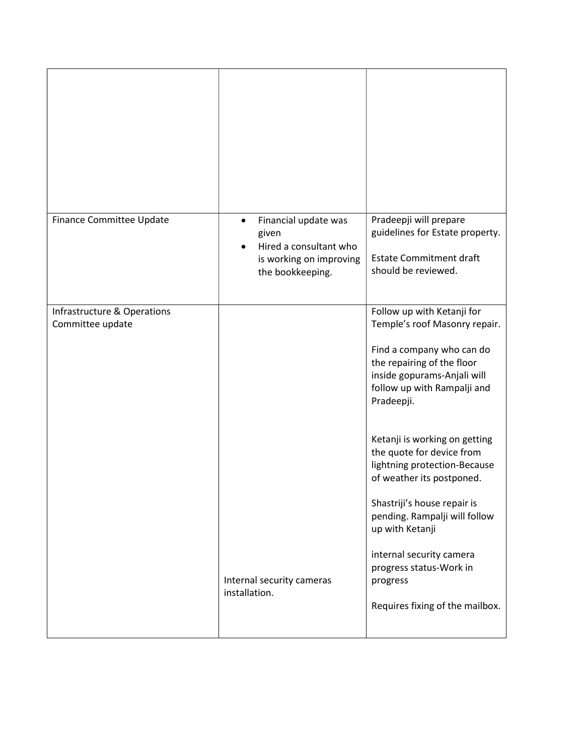| | | |
|---|---|---|
| | | |
| Finance Committee Update | • Financial update was given<br>• Hired a consultant who is working on improving the bookkeeping. | Pradeepji will prepare guidelines for Estate property.<br><br>Estate Commitment draft should be reviewed. |
| Infrastructure & Operations Committee update<br><br><br><br><br><br><br><br><br><br><br><br><br><br><br><br><br><br><br><br><br><br> | Internal security cameras installation. | Follow up with Ketanji for Temple's roof Masonry repair.<br><br>Find a company who can do the repairing of the floor inside gopurams-Anjali will follow up with Rampalji and Pradeepji.<br><br>Ketanji is working on getting the quote for device from lightning protection-Because of weather its postponed.<br><br>Shastriji's house repair is pending. Rampalji will follow up with Ketanji<br><br>internal security camera progress status-Work in progress<br><br>Requires fixing of the mailbox. |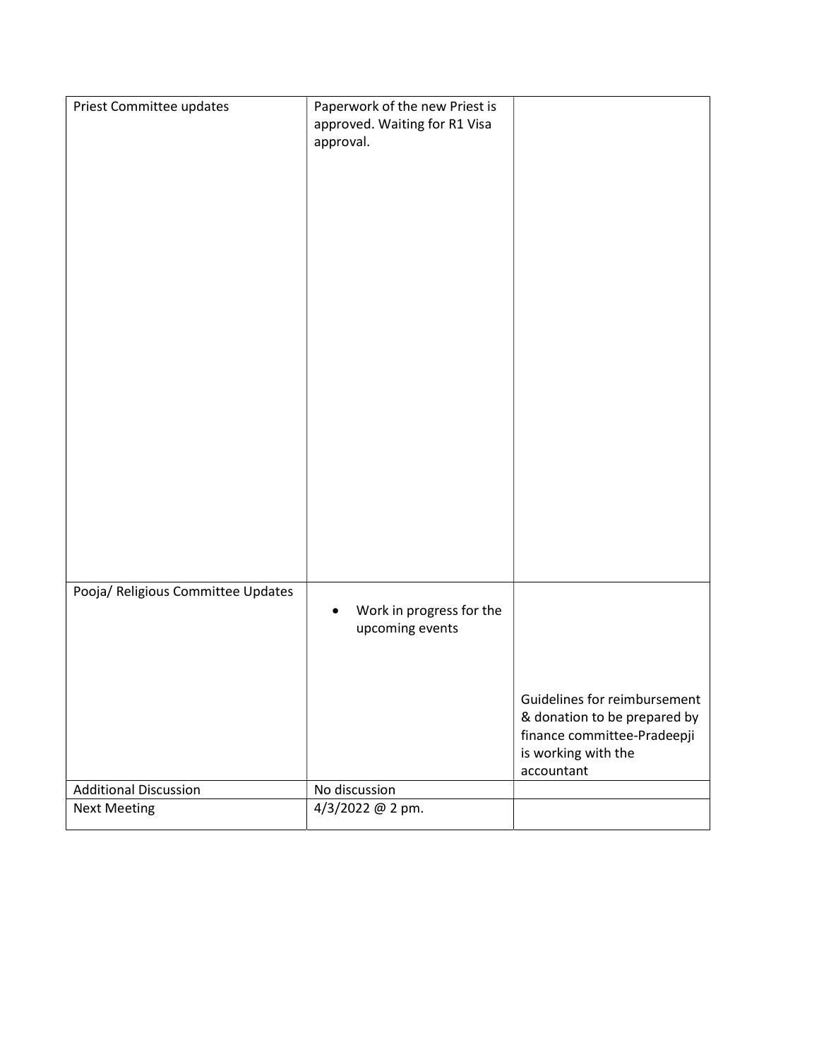| | | |
|---|---|---|
| Priest Committee updates | Paperwork of the new Priest is approved. Waiting for R1 Visa approval. | |
| Pooja/ Religious Committee Updates | • Work in progress for the upcoming events | Guidelines for reimbursement & donation to be prepared by finance committee-Pradeepji is working with the accountant |
| Additional Discussion | No discussion | |
| Next Meeting | 4/3/2022 @ 2 pm. | |